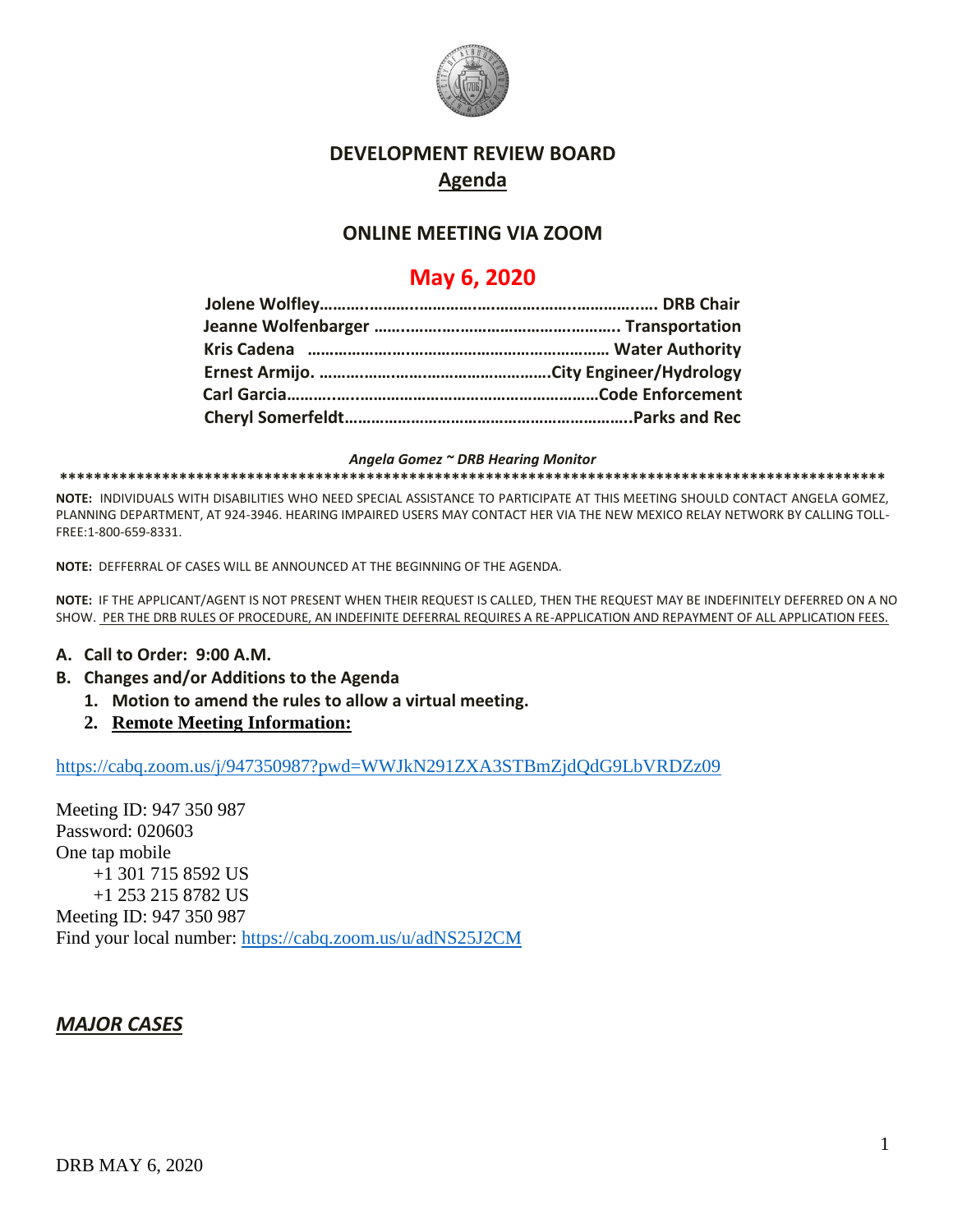# DEVELOPMENT REVIEW BOARD

## Agenda

## ONLINE MEETING VIA ZOOM

## May 6, 2020

**Jolene Wolfley……………………………………………………………. DRB Chair**
**Jeanne Wolfenbarger ……………………………………………….. Transportation**
**Kris Cadena ……………………………………………………… Water Authority**
**Ernest Armijo. ……………………………………………….City Engineer/Hydrology**
**Carl Garcia…………………………………………………………Code Enforcement**
**Cheryl Somerfeldt……………………………………………………..Parks and Rec**

***Angela Gomez ~ DRB Hearing Monitor***

**************************************************************************************************

**NOTE:** INDIVIDUALS WITH DISABILITIES WHO NEED SPECIAL ASSISTANCE TO PARTICIPATE AT THIS MEETING SHOULD CONTACT ANGELA GOMEZ, PLANNING DEPARTMENT, AT 924-3946. HEARING IMPAIRED USERS MAY CONTACT HER VIA THE NEW MEXICO RELAY NETWORK BY CALLING TOLL-FREE:1-800-659-8331.

**NOTE:** DEFFERRAL OF CASES WILL BE ANNOUNCED AT THE BEGINNING OF THE AGENDA.

**NOTE:** IF THE APPLICANT/AGENT IS NOT PRESENT WHEN THEIR REQUEST IS CALLED, THEN THE REQUEST MAY BE INDEFINITELY DEFERRED ON A NO SHOW. PER THE DRB RULES OF PROCEDURE, AN INDEFINITE DEFERRAL REQUIRES A RE-APPLICATION AND REPAYMENT OF ALL APPLICATION FEES.

**A. Call to Order: 9:00 A.M.**

**B. Changes and/or Additions to the Agenda**

1. **Motion to amend the rules to allow a virtual meeting.**
2. **Remote Meeting Information:**

https://cabq.zoom.us/j/947350987?pwd=WWJkN291ZXA3STBmZjdQdG9LbVRDZz09

Meeting ID: 947 350 987
Password: 020603
One tap mobile
+1 301 715 8592 US
+1 253 215 8782 US
Meeting ID: 947 350 987
Find your local number: https://cabq.zoom.us/u/adNS25J2CM

## *MAJOR CASES*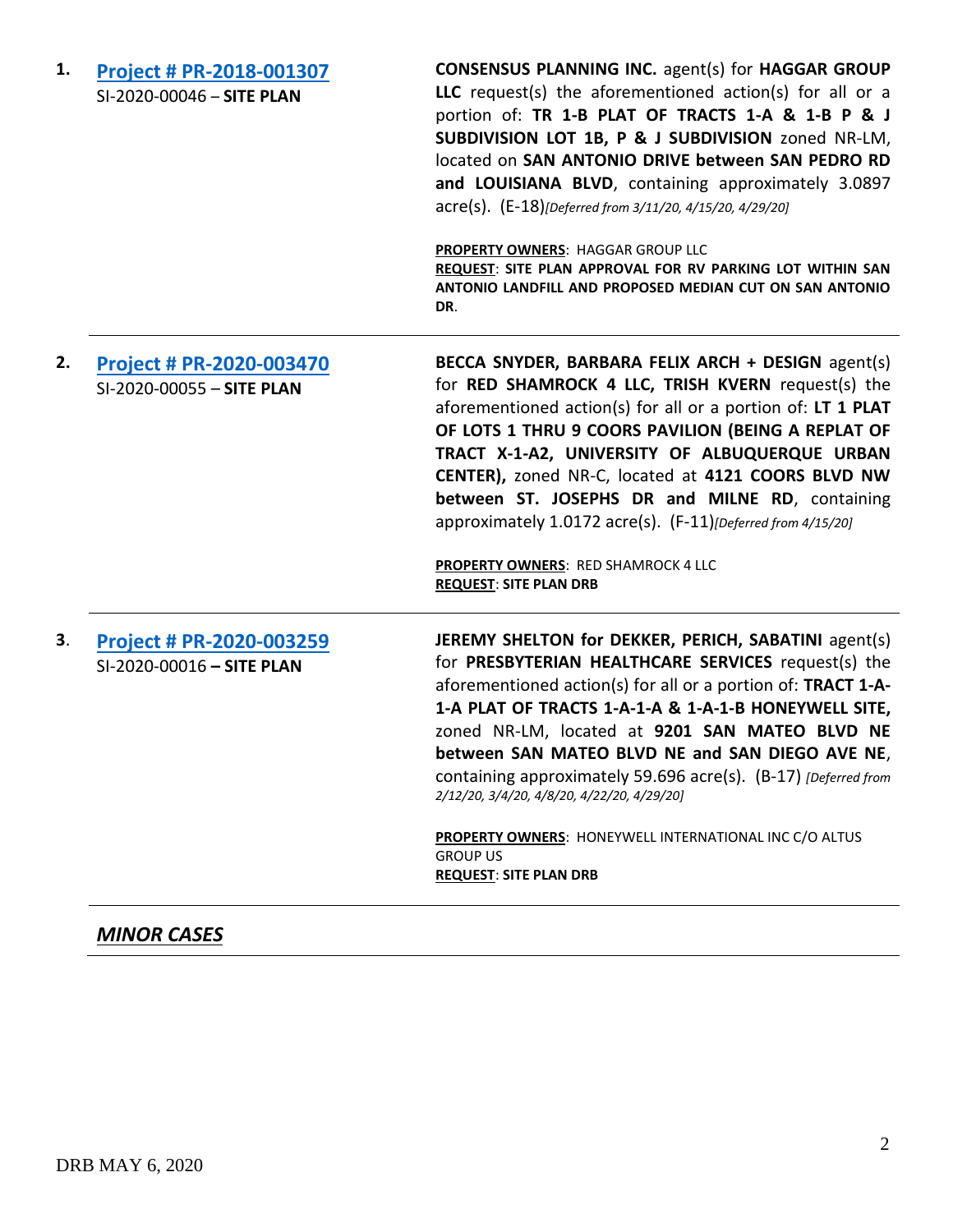1. **[Project # PR-2018-001307](#)**
   SI-2020-00046 – **SITE PLAN**

   **CONSENSUS PLANNING INC.** agent(s) for **HAGGAR GROUP LLC** request(s) the aforementioned action(s) for all or a portion of: **TR 1-B PLAT OF TRACTS 1-A & 1-B P & J SUBDIVISION LOT 1B, P & J SUBDIVISION** zoned NR-LM, located on **SAN ANTONIO DRIVE between SAN PEDRO RD and LOUISIANA BLVD**, containing approximately 3.0897 acre(s). (E-18)*[Deferred from 3/11/20, 4/15/20, 4/29/20]*

   **PROPERTY OWNERS**: HAGGAR GROUP LLC
   **REQUEST**: **SITE PLAN APPROVAL FOR RV PARKING LOT WITHIN SAN ANTONIO LANDFILL AND PROPOSED MEDIAN CUT ON SAN ANTONIO DR**.

---

2. **[Project # PR-2020-003470](#)**
   SI-2020-00055 – **SITE PLAN**

   **BECCA SNYDER, BARBARA FELIX ARCH + DESIGN** agent(s) for **RED SHAMROCK 4 LLC, TRISH KVERN** request(s) the aforementioned action(s) for all or a portion of: **LT 1 PLAT OF LOTS 1 THRU 9 COORS PAVILION (BEING A REPLAT OF TRACT X-1-A2, UNIVERSITY OF ALBUQUERQUE URBAN CENTER),** zoned NR-C, located at **4121 COORS BLVD NW between ST. JOSEPHS DR and MILNE RD**, containing approximately 1.0172 acre(s). (F-11)*[Deferred from 4/15/20]*

   **PROPERTY OWNERS**: RED SHAMROCK 4 LLC
   **REQUEST**: **SITE PLAN DRB**

---

3. **[Project # PR-2020-003259](#)**
   SI-2020-00016 **– SITE PLAN**

   **JEREMY SHELTON for DEKKER, PERICH, SABATINI** agent(s) for **PRESBYTERIAN HEALTHCARE SERVICES** request(s) the aforementioned action(s) for all or a portion of: **TRACT 1-A-1-A PLAT OF TRACTS 1-A-1-A & 1-A-1-B HONEYWELL SITE,** zoned NR-LM, located at **9201 SAN MATEO BLVD NE between SAN MATEO BLVD NE and SAN DIEGO AVE NE**, containing approximately 59.696 acre(s). (B-17) *[Deferred from 2/12/20, 3/4/20, 4/8/20, 4/22/20, 4/29/20]*

   **PROPERTY OWNERS**: HONEYWELL INTERNATIONAL INC C/O ALTUS GROUP US
   **REQUEST**: **SITE PLAN DRB**

---

***MINOR CASES***

---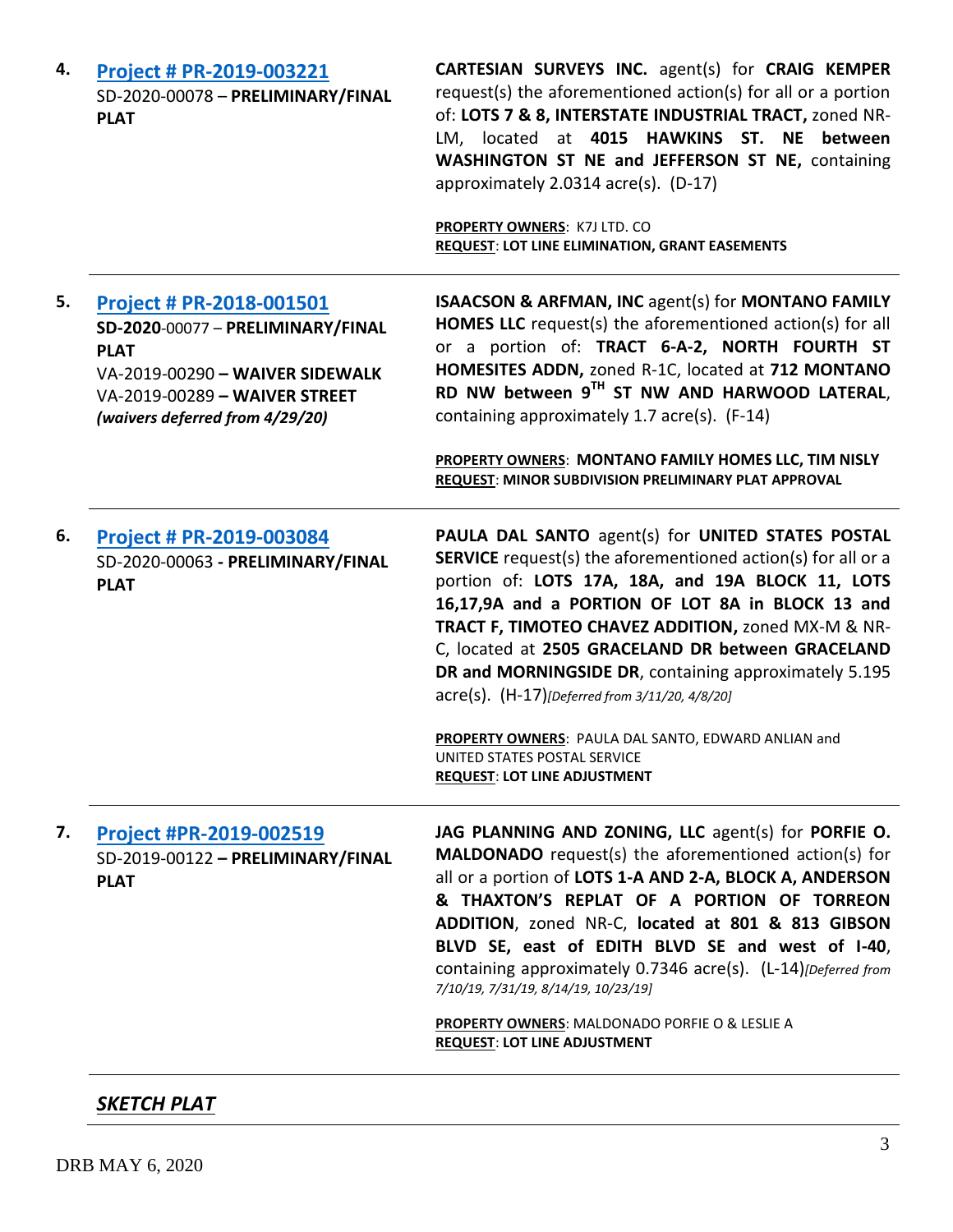4. **[Project # PR-2019-003221](#)**
SD-2020-00078 – **PRELIMINARY/FINAL PLAT**

**CARTESIAN SURVEYS INC.** agent(s) for **CRAIG KEMPER** request(s) the aforementioned action(s) for all or a portion of: **LOTS 7 & 8, INTERSTATE INDUSTRIAL TRACT,** zoned NR-LM, located at **4015 HAWKINS ST. NE between WASHINGTON ST NE and JEFFERSON ST NE,** containing approximately 2.0314 acre(s). (D-17)

**PROPERTY OWNERS**: K7J LTD. CO
**REQUEST**: **LOT LINE ELIMINATION, GRANT EASEMENTS**

---

5. **[Project # PR-2018-001501](#)**
**SD-2020**-00077 – **PRELIMINARY/FINAL PLAT**
VA-2019-00290 **– WAIVER SIDEWALK**
VA-2019-00289 **– WAIVER STREET**
***(waivers deferred from 4/29/20)***

**ISAACSON & ARFMAN, INC** agent(s) for **MONTANO FAMILY HOMES LLC** request(s) the aforementioned action(s) for all or a portion of: **TRACT 6-A-2, NORTH FOURTH ST HOMESITES ADDN,** zoned R-1C, located at **712 MONTANO RD NW between 9TH ST NW AND HARWOOD LATERAL**, containing approximately 1.7 acre(s). (F-14)

**PROPERTY OWNERS**: **MONTANO FAMILY HOMES LLC, TIM NISLY**
**REQUEST**: **MINOR SUBDIVISION PRELIMINARY PLAT APPROVAL**

---

6. **[Project # PR-2019-003084](#)**
SD-2020-00063 **- PRELIMINARY/FINAL PLAT**

**PAULA DAL SANTO** agent(s) for **UNITED STATES POSTAL SERVICE** request(s) the aforementioned action(s) for all or a portion of: **LOTS 17A, 18A, and 19A BLOCK 11, LOTS 16,17,9A and a PORTION OF LOT 8A in BLOCK 13 and TRACT F, TIMOTEO CHAVEZ ADDITION,** zoned MX-M & NR-C, located at **2505 GRACELAND DR between GRACELAND DR and MORNINGSIDE DR**, containing approximately 5.195 acre(s). (H-17)*[Deferred from 3/11/20, 4/8/20]*

**PROPERTY OWNERS**: PAULA DAL SANTO, EDWARD ANLIAN and UNITED STATES POSTAL SERVICE
**REQUEST**: **LOT LINE ADJUSTMENT**

---

7. **[Project #PR-2019-002519](#)**
SD-2019-00122 **– PRELIMINARY/FINAL PLAT**

**JAG PLANNING AND ZONING, LLC** agent(s) for **PORFIE O. MALDONADO** request(s) the aforementioned action(s) for all or a portion of **LOTS 1-A AND 2-A, BLOCK A, ANDERSON & THAXTON'S REPLAT OF A PORTION OF TORREON ADDITION**, zoned NR-C, **located at 801 & 813 GIBSON BLVD SE, east of EDITH BLVD SE and west of I-40**, containing approximately 0.7346 acre(s). (L-14)*[Deferred from 7/10/19, 7/31/19, 8/14/19, 10/23/19]*

**PROPERTY OWNERS**: MALDONADO PORFIE O & LESLIE A
**REQUEST**: **LOT LINE ADJUSTMENT**

---

***SKETCH PLAT***

---

DRB MAY 6, 2020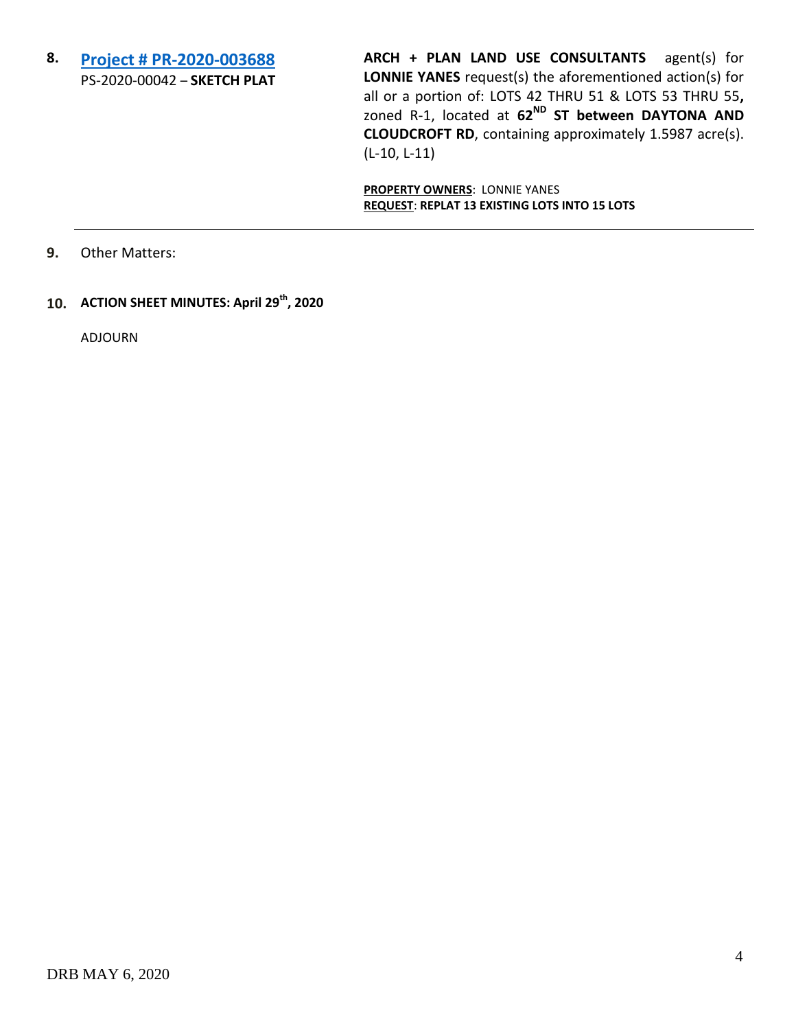**8.** **[Project # PR-2020-003688]**
PS-2020-00042 – **SKETCH PLAT**

**ARCH + PLAN LAND USE CONSULTANTS** agent(s) for **LONNIE YANES** request(s) the aforementioned action(s) for all or a portion of: LOTS 42 THRU 51 & LOTS 53 THRU 55**,** zoned R-1, located at **62$^{ND}$ ST between DAYTONA AND CLOUDCROFT RD**, containing approximately 1.5987 acre(s). (L-10, L-11)

**PROPERTY OWNERS**: LONNIE YANES
**REQUEST**: **REPLAT 13 EXISTING LOTS INTO 15 LOTS**

---

**9.** Other Matters:

**10.** **ACTION SHEET MINUTES: April 29$^{th}$, 2020**

ADJOURN

DRB MAY 6, 2020